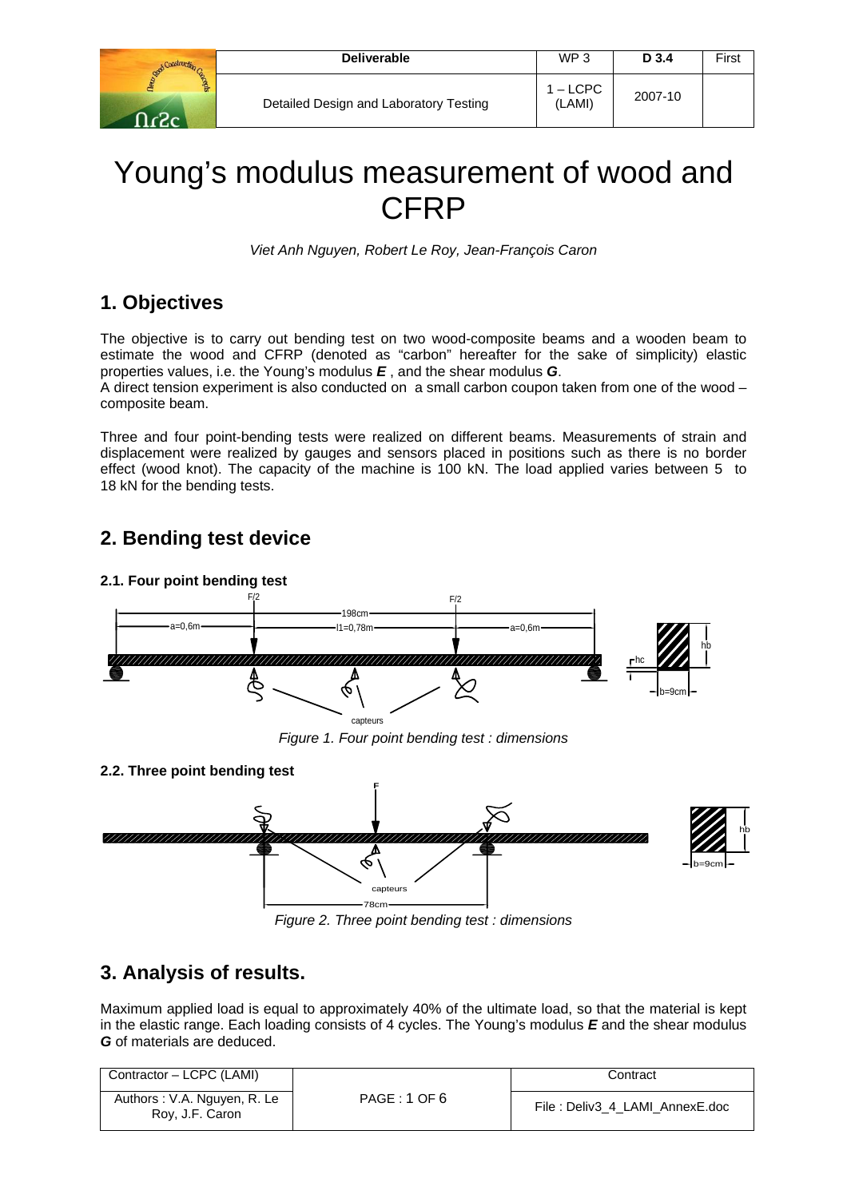# Young's modulus measurement of wood and CFRP

*Viet Anh Nguyen, Robert Le Roy, Jean-François Caron*

## 1. Objectives

The objective is to carry out bending test on two wood-composite beams and a wooden beam to estimate the wood and CFRP (denoted as "carbon" hereafter for the sake of simplicity) elastic properties values, i.e. the Young's modulus ***E*** , and the shear modulus ***G***.
A direct tension experiment is also conducted on a small carbon coupon taken from one of the wood – composite beam.

Three and four point-bending tests were realized on different beams. Measurements of strain and displacement were realized by gauges and sensors placed in positions such as there is no border effect (wood knot). The capacity of the machine is 100 kN. The load applied varies between 5 to 18 kN for the bending tests.

## 2. Bending test device

### 2.1. Four point bending test

*Figure 1. Four point bending test : dimensions*

### 2.2. Three point bending test

*Figure 2. Three point bending test : dimensions*

## 3. Analysis of results.

Maximum applied load is equal to approximately 40% of the ultimate load, so that the material is kept in the elastic range. Each loading consists of 4 cycles. The Young's modulus ***E*** and the shear modulus ***G*** of materials are deduced.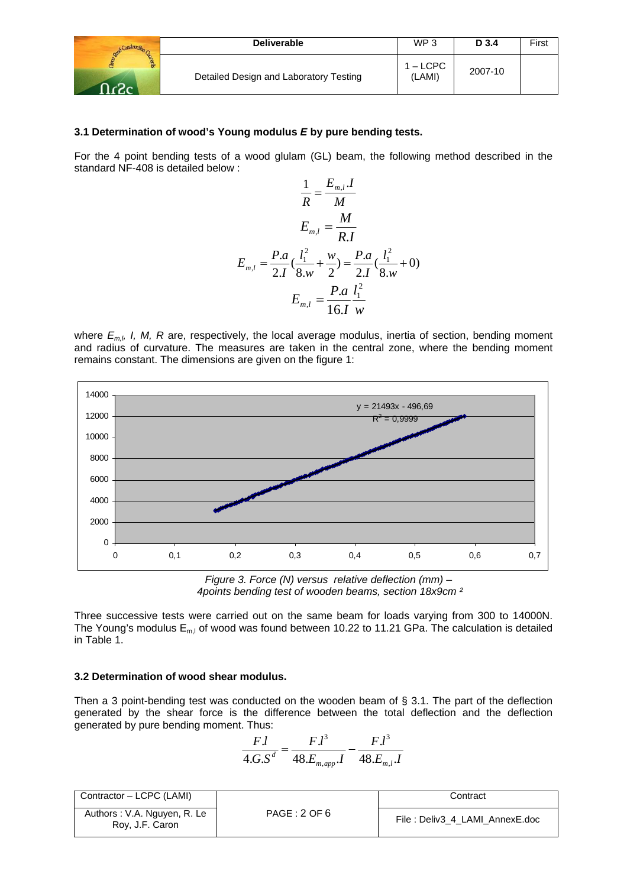### 3.1 Determination of wood's Young modulus *E* by pure bending tests.

For the 4 point bending tests of a wood glulam (GL) beam, the following method described in the standard NF-408 is detailed below :

$$\frac{1}{R} = \frac{E_{m,l}.I}{M}$$

$$E_{m,l} = \frac{M}{R.I}$$

$$E_{m,l} = \frac{P.a}{2.I}\left(\frac{l_1^2}{8.w} + \frac{w}{2}\right) = \frac{P.a}{2.I}\left(\frac{l_1^2}{8.w} + 0\right)$$

$$E_{m,l} = \frac{P.a}{16.I}\frac{l_1^2}{w}$$

where $E_{m,l}$, *I, M, R* are, respectively, the local average modulus, inertia of section, bending moment and radius of curvature. The measures are taken in the central zone, where the bending moment remains constant. The dimensions are given on the figure 1:

*Figure 3. Force (N) versus relative deflection (mm) – 4points bending test of wooden beams, section 18x9cm ²*

Three successive tests were carried out on the same beam for loads varying from 300 to 14000N. The Young's modulus $E_{m,l}$ of wood was found between 10.22 to 11.21 GPa. The calculation is detailed in Table 1.

### 3.2 Determination of wood shear modulus.

Then a 3 point-bending test was conducted on the wooden beam of § 3.1. The part of the deflection generated by the shear force is the difference between the total deflection and the deflection generated by pure bending moment. Thus:

$$\frac{F.l}{4.G.S^d} = \frac{F.l^3}{48.E_{m,app}.I} - \frac{F.l^3}{48.E_{m,l}.I}$$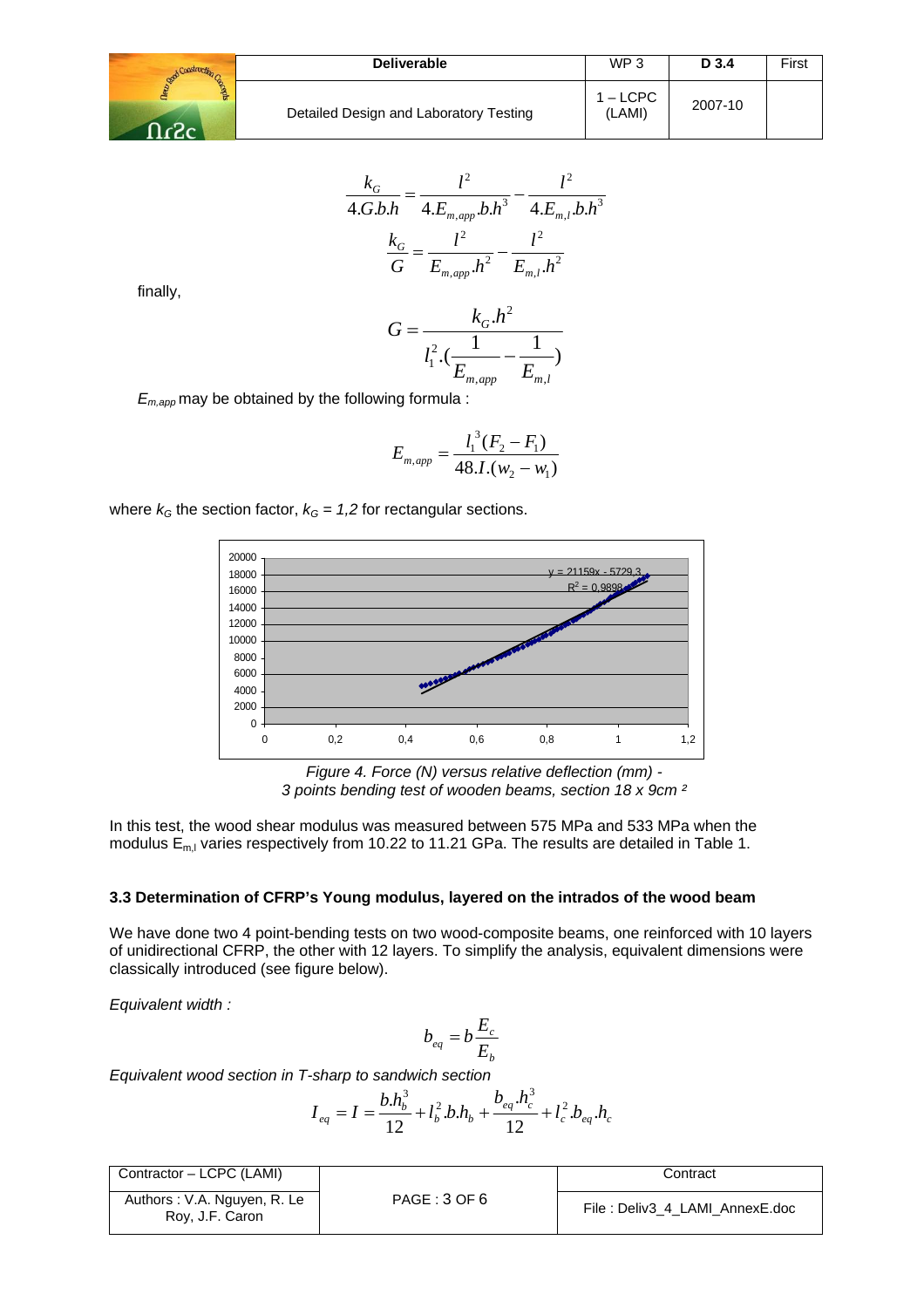$$\frac{k_G}{4.G.b.h} = \frac{l^2}{4.E_{m,app}.b.h^3} - \frac{l^2}{4.E_{m,l}.b.h^3}$$

$$\frac{k_G}{G} = \frac{l^2}{E_{m,app}.h^2} - \frac{l^2}{E_{m,l}.h^2}$$

finally,

$$G = \frac{k_G.h^2}{l_1^2.(\frac{1}{E_{m,app}} - \frac{1}{E_{m,l}})}$$

$E_{m,app}$ may be obtained by the following formula :

$$E_{m,app} = \frac{l_1^{\;3}(F_2 - F_1)}{48.I.(w_2 - w_1)}$$

where $k_G$ the section factor, $k_G = 1{,}2$ for rectangular sections.

*Figure 4. Force (N) versus relative deflection (mm) - 3 points bending test of wooden beams, section 18 x 9cm ²*

In this test, the wood shear modulus was measured between 575 MPa and 533 MPa when the modulus $E_{m,l}$ varies respectively from 10.22 to 11.21 GPa. The results are detailed in Table 1.

### 3.3 Determination of CFRP's Young modulus, layered on the intrados of the wood beam

We have done two 4 point-bending tests on two wood-composite beams, one reinforced with 10 layers of unidirectional CFRP, the other with 12 layers. To simplify the analysis, equivalent dimensions were classically introduced (see figure below).

*Equivalent width :*

$$b_{eq} = b\frac{E_c}{E_b}$$

*Equivalent wood section in T-sharp to sandwich section*

$$I_{eq} = I = \frac{b.h_b^3}{12} + l_b^2.b.h_b + \frac{b_{eq}.h_c^3}{12} + l_c^2.b_{eq}.h_c$$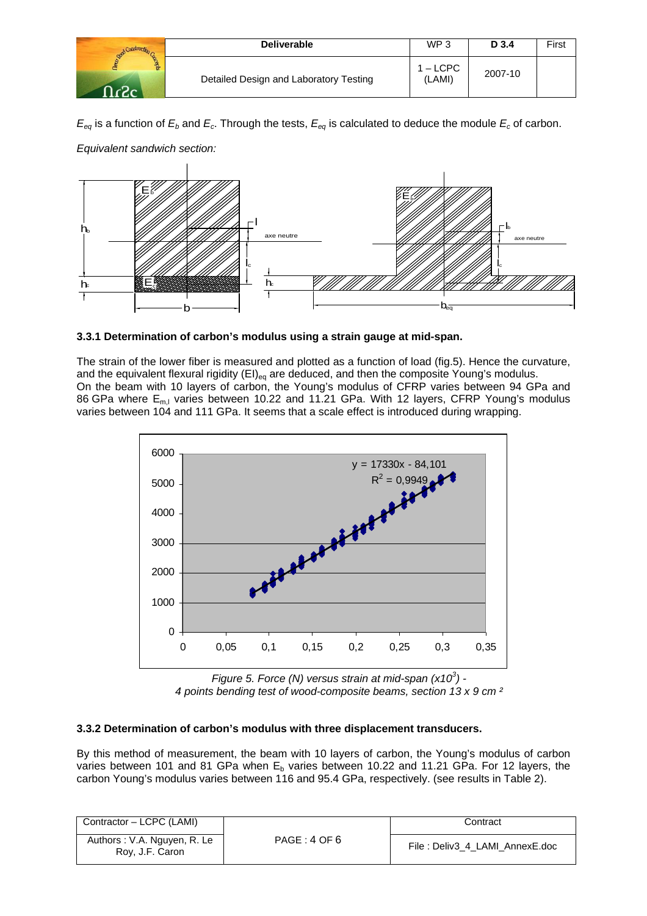$E_{eq}$ is a function of $E_b$ and $E_c$. Through the tests, $E_{eq}$ is calculated to deduce the module $E_c$ of carbon.

*Equivalent sandwich section:*

### 3.3.1 Determination of carbon's modulus using a strain gauge at mid-span.

The strain of the lower fiber is measured and plotted as a function of load (fig.5). Hence the curvature, and the equivalent flexural rigidity $(EI)_{eq}$ are deduced, and then the composite Young's modulus.
On the beam with 10 layers of carbon, the Young's modulus of CFRP varies between 94 GPa and 86 GPa where $E_{m,l}$ varies between 10.22 and 11.21 GPa. With 12 layers, CFRP Young's modulus varies between 104 and 111 GPa. It seems that a scale effect is introduced during wrapping.

*Figure 5. Force (N) versus strain at mid-span ($x10^3$) - 4 points bending test of wood-composite beams, section 13 x 9 cm ²*

### 3.3.2 Determination of carbon's modulus with three displacement transducers.

By this method of measurement, the beam with 10 layers of carbon, the Young's modulus of carbon varies between 101 and 81 GPa when $E_b$ varies between 10.22 and 11.21 GPa. For 12 layers, the carbon Young's modulus varies between 116 and 95.4 GPa, respectively. (see results in Table 2).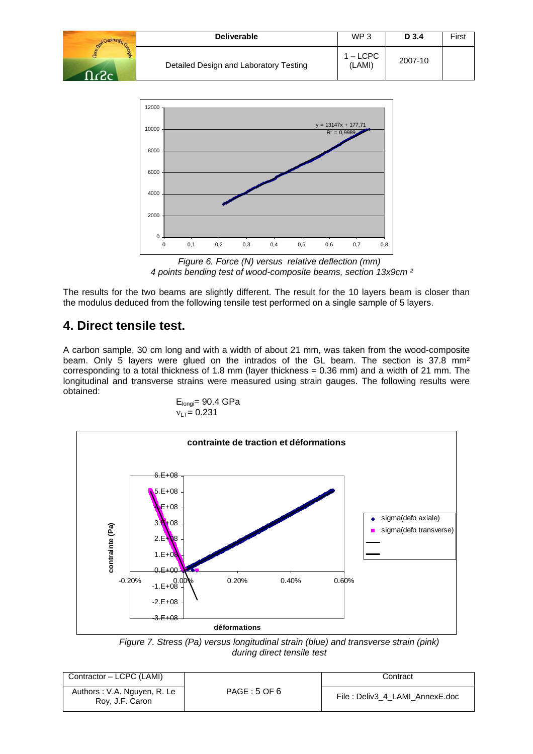*Figure 6. Force (N) versus relative deflection (mm)*
*4 points bending test of wood-composite beams, section 13x9cm ²*

The results for the two beams are slightly different. The result for the 10 layers beam is closer than the modulus deduced from the following tensile test performed on a single sample of 5 layers.

## 4. Direct tensile test.

A carbon sample, 30 cm long and with a width of about 21 mm, was taken from the wood-composite beam. Only 5 layers were glued on the intrados of the GL beam. The section is 37.8 mm² corresponding to a total thickness of 1.8 mm (layer thickness = 0.36 mm) and a width of 21 mm. The longitudinal and transverse strains were measured using strain gauges. The following results were obtained:

$E_{longi}$= 90.4 GPa
$\nu_{LT}$= 0.231

*Figure 7. Stress (Pa) versus longitudinal strain (blue) and transverse strain (pink) during direct tensile test*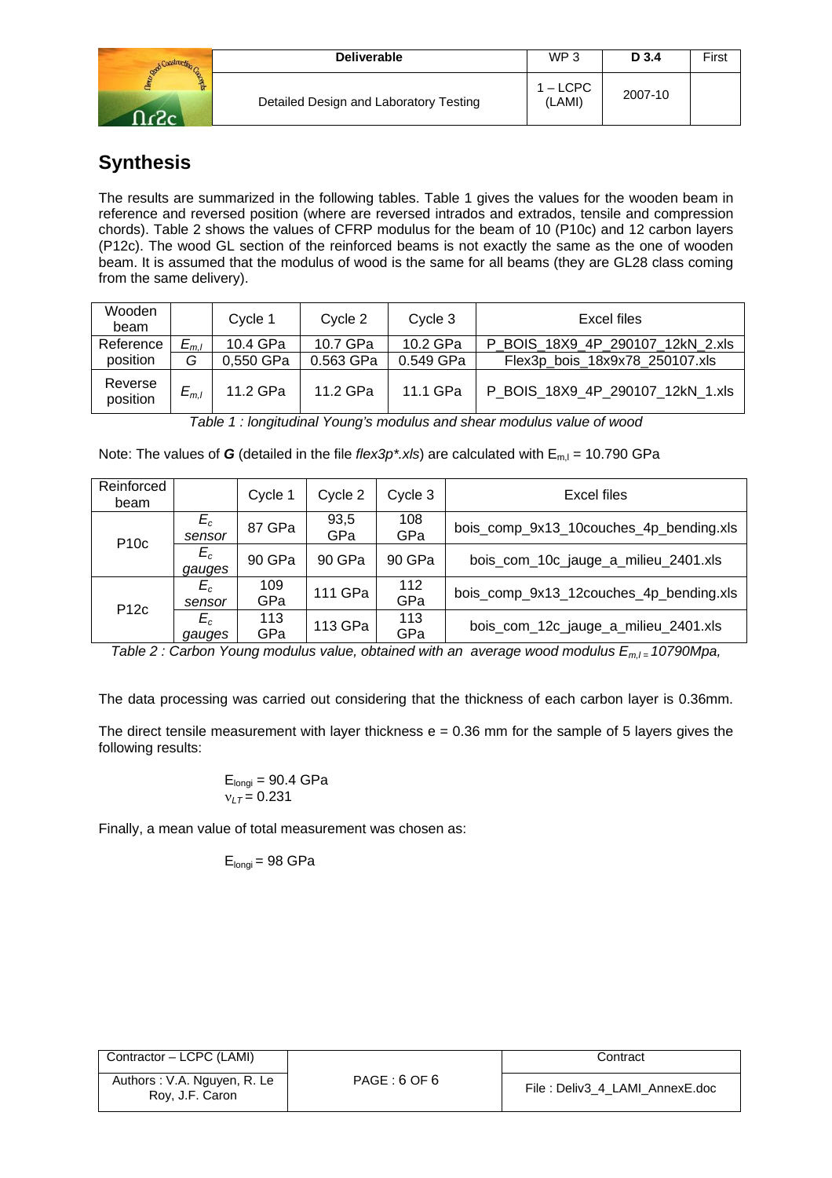# Synthesis

The results are summarized in the following tables. Table 1 gives the values for the wooden beam in reference and reversed position (where are reversed intrados and extrados, tensile and compression chords). Table 2 shows the values of CFRP modulus for the beam of 10 (P10c) and 12 carbon layers (P12c). The wood GL section of the reinforced beams is not exactly the same as the one of wooden beam. It is assumed that the modulus of wood is the same for all beams (they are GL28 class coming from the same delivery).

| Wooden beam | | Cycle 1 | Cycle 2 | Cycle 3 | Excel files |
|---|---|---|---|---|---|
| Reference position | $E_{m,l}$ | 10.4 GPa | 10.7 GPa | 10.2 GPa | P_BOIS_18X9_4P_290107_12kN_2.xls |
| | $G$ | 0,550 GPa | 0.563 GPa | 0.549 GPa | Flex3p_bois_18x9x78_250107.xls |
| Reverse position | $E_{m,l}$ | 11.2 GPa | 11.2 GPa | 11.1 GPa | P_BOIS_18X9_4P_290107_12kN_1.xls |

*Table 1 : longitudinal Young's modulus and shear modulus value of wood*

Note: The values of ***G*** (detailed in the file *flex3p\*.xls*) are calculated with $E_{m,l}$ = 10.790 GPa

| Reinforced beam | | Cycle 1 | Cycle 2 | Cycle 3 | Excel files |
|---|---|---|---|---|---|
| P10c | $E_c$ *sensor* | 87 GPa | 93,5 GPa | 108 GPa | bois_comp_9x13_10couches_4p_bending.xls |
| | $E_c$ *gauges* | 90 GPa | 90 GPa | 90 GPa | bois_com_10c_jauge_a_milieu_2401.xls |
| P12c | $E_c$ *sensor* | 109 GPa | 111 GPa | 112 GPa | bois_comp_9x13_12couches_4p_bending.xls |
| | $E_c$ *gauges* | 113 GPa | 113 GPa | 113 GPa | bois_com_12c_jauge_a_milieu_2401.xls |

*Table 2 : Carbon Young modulus value, obtained with an average wood modulus $E_{m,l}$ = 10790Mpa,*

The data processing was carried out considering that the thickness of each carbon layer is 0.36mm.

The direct tensile measurement with layer thickness e = 0.36 mm for the sample of 5 layers gives the following results:

$E_{longi}$ = 90.4 GPa
$\nu_{LT}$ = 0.231

Finally, a mean value of total measurement was chosen as:

$E_{longi}$ = 98 GPa